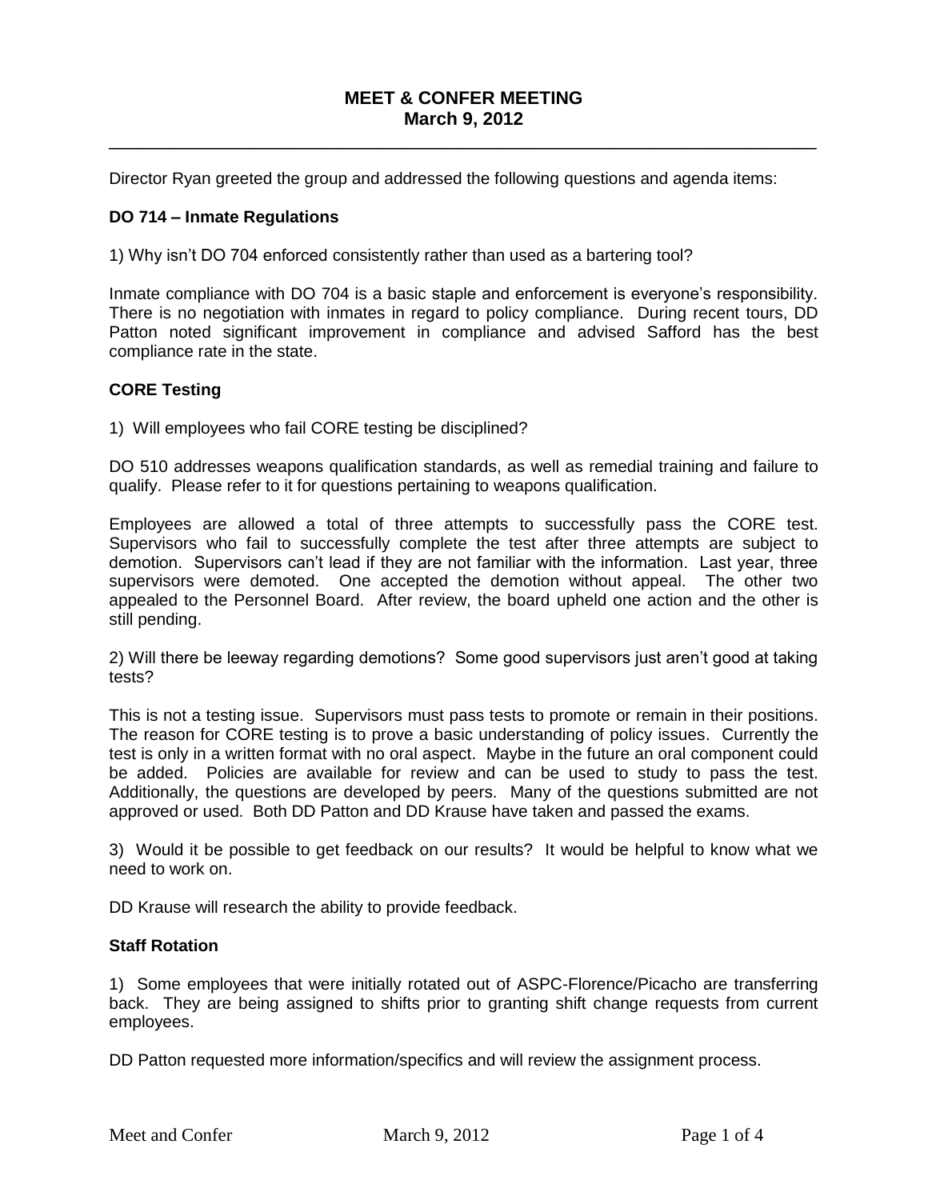# MEET & CONFER MEETING
## March 9, 2012

---

Director Ryan greeted the group and addressed the following questions and agenda items:

### DO 714 – Inmate Regulations

1) Why isn't DO 704 enforced consistently rather than used as a bartering tool?

Inmate compliance with DO 704 is a basic staple and enforcement is everyone's responsibility. There is no negotiation with inmates in regard to policy compliance. During recent tours, DD Patton noted significant improvement in compliance and advised Safford has the best compliance rate in the state.

### CORE Testing

1) Will employees who fail CORE testing be disciplined?

DO 510 addresses weapons qualification standards, as well as remedial training and failure to qualify. Please refer to it for questions pertaining to weapons qualification.

Employees are allowed a total of three attempts to successfully pass the CORE test. Supervisors who fail to successfully complete the test after three attempts are subject to demotion. Supervisors can't lead if they are not familiar with the information. Last year, three supervisors were demoted. One accepted the demotion without appeal. The other two appealed to the Personnel Board. After review, the board upheld one action and the other is still pending.

2) Will there be leeway regarding demotions? Some good supervisors just aren't good at taking tests?

This is not a testing issue. Supervisors must pass tests to promote or remain in their positions. The reason for CORE testing is to prove a basic understanding of policy issues. Currently the test is only in a written format with no oral aspect. Maybe in the future an oral component could be added. Policies are available for review and can be used to study to pass the test. Additionally, the questions are developed by peers. Many of the questions submitted are not approved or used. Both DD Patton and DD Krause have taken and passed the exams.

3) Would it be possible to get feedback on our results? It would be helpful to know what we need to work on.

DD Krause will research the ability to provide feedback.

### Staff Rotation

1) Some employees that were initially rotated out of ASPC-Florence/Picacho are transferring back. They are being assigned to shifts prior to granting shift change requests from current employees.

DD Patton requested more information/specifics and will review the assignment process.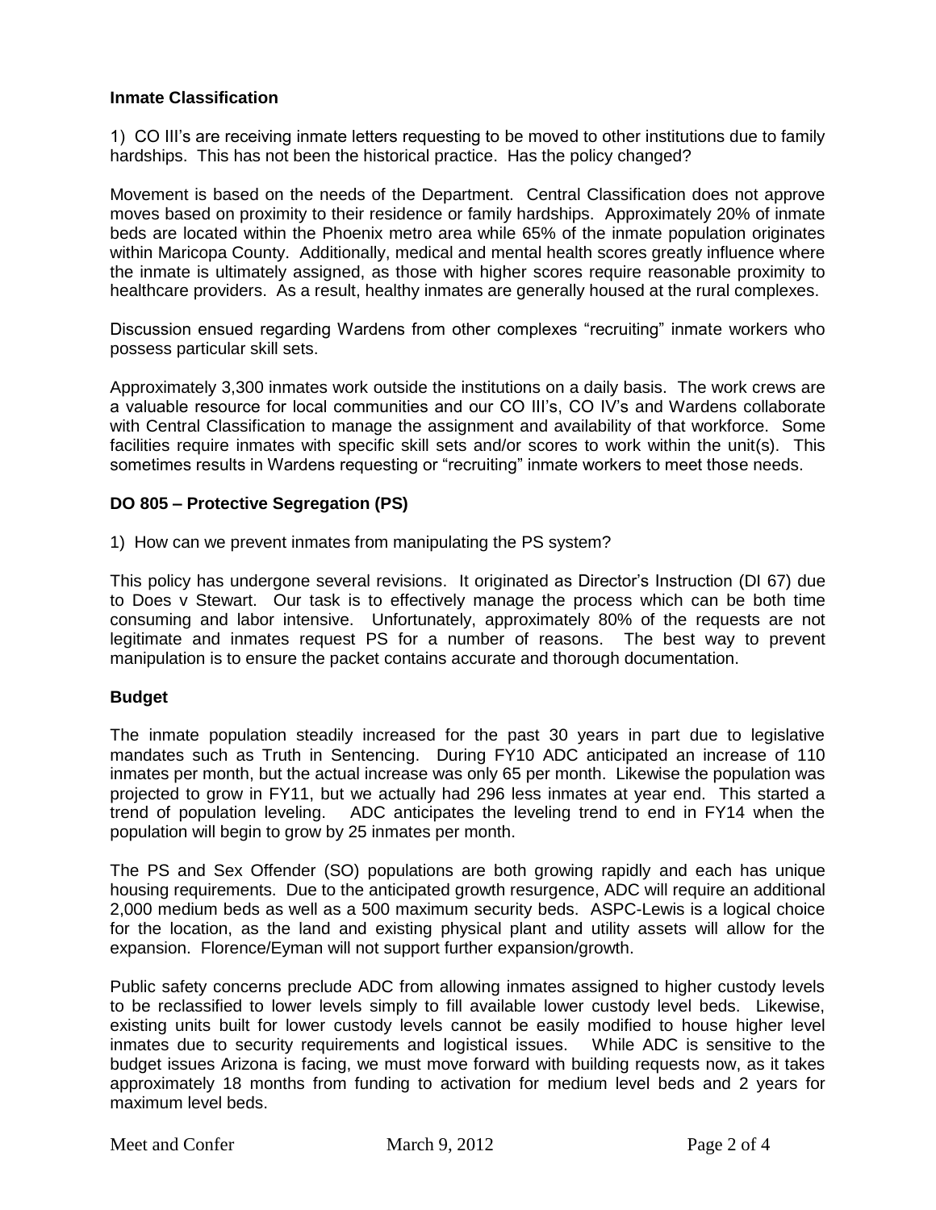**Inmate Classification**

1) CO III's are receiving inmate letters requesting to be moved to other institutions due to family hardships. This has not been the historical practice. Has the policy changed?

Movement is based on the needs of the Department. Central Classification does not approve moves based on proximity to their residence or family hardships. Approximately 20% of inmate beds are located within the Phoenix metro area while 65% of the inmate population originates within Maricopa County. Additionally, medical and mental health scores greatly influence where the inmate is ultimately assigned, as those with higher scores require reasonable proximity to healthcare providers. As a result, healthy inmates are generally housed at the rural complexes.

Discussion ensued regarding Wardens from other complexes "recruiting" inmate workers who possess particular skill sets.

Approximately 3,300 inmates work outside the institutions on a daily basis. The work crews are a valuable resource for local communities and our CO III's, CO IV's and Wardens collaborate with Central Classification to manage the assignment and availability of that workforce. Some facilities require inmates with specific skill sets and/or scores to work within the unit(s). This sometimes results in Wardens requesting or "recruiting" inmate workers to meet those needs.

**DO 805 – Protective Segregation (PS)**

1) How can we prevent inmates from manipulating the PS system?

This policy has undergone several revisions. It originated as Director's Instruction (DI 67) due to Does v Stewart. Our task is to effectively manage the process which can be both time consuming and labor intensive. Unfortunately, approximately 80% of the requests are not legitimate and inmates request PS for a number of reasons. The best way to prevent manipulation is to ensure the packet contains accurate and thorough documentation.

**Budget**

The inmate population steadily increased for the past 30 years in part due to legislative mandates such as Truth in Sentencing. During FY10 ADC anticipated an increase of 110 inmates per month, but the actual increase was only 65 per month. Likewise the population was projected to grow in FY11, but we actually had 296 less inmates at year end. This started a trend of population leveling. ADC anticipates the leveling trend to end in FY14 when the population will begin to grow by 25 inmates per month.

The PS and Sex Offender (SO) populations are both growing rapidly and each has unique housing requirements. Due to the anticipated growth resurgence, ADC will require an additional 2,000 medium beds as well as a 500 maximum security beds. ASPC-Lewis is a logical choice for the location, as the land and existing physical plant and utility assets will allow for the expansion. Florence/Eyman will not support further expansion/growth.

Public safety concerns preclude ADC from allowing inmates assigned to higher custody levels to be reclassified to lower levels simply to fill available lower custody level beds. Likewise, existing units built for lower custody levels cannot be easily modified to house higher level inmates due to security requirements and logistical issues. While ADC is sensitive to the budget issues Arizona is facing, we must move forward with building requests now, as it takes approximately 18 months from funding to activation for medium level beds and 2 years for maximum level beds.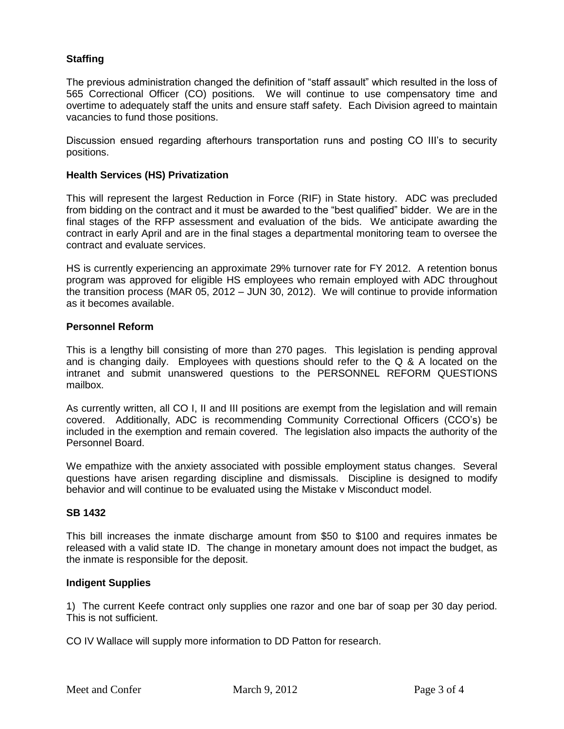**Staffing**

The previous administration changed the definition of "staff assault" which resulted in the loss of 565 Correctional Officer (CO) positions. We will continue to use compensatory time and overtime to adequately staff the units and ensure staff safety. Each Division agreed to maintain vacancies to fund those positions.

Discussion ensued regarding afterhours transportation runs and posting CO III's to security positions.

**Health Services (HS) Privatization**

This will represent the largest Reduction in Force (RIF) in State history. ADC was precluded from bidding on the contract and it must be awarded to the "best qualified" bidder. We are in the final stages of the RFP assessment and evaluation of the bids. We anticipate awarding the contract in early April and are in the final stages a departmental monitoring team to oversee the contract and evaluate services.

HS is currently experiencing an approximate 29% turnover rate for FY 2012. A retention bonus program was approved for eligible HS employees who remain employed with ADC throughout the transition process (MAR 05, 2012 – JUN 30, 2012). We will continue to provide information as it becomes available.

**Personnel Reform**

This is a lengthy bill consisting of more than 270 pages. This legislation is pending approval and is changing daily. Employees with questions should refer to the Q & A located on the intranet and submit unanswered questions to the PERSONNEL REFORM QUESTIONS mailbox.

As currently written, all CO I, II and III positions are exempt from the legislation and will remain covered. Additionally, ADC is recommending Community Correctional Officers (CCO's) be included in the exemption and remain covered. The legislation also impacts the authority of the Personnel Board.

We empathize with the anxiety associated with possible employment status changes. Several questions have arisen regarding discipline and dismissals. Discipline is designed to modify behavior and will continue to be evaluated using the Mistake v Misconduct model.

**SB 1432**

This bill increases the inmate discharge amount from $50 to $100 and requires inmates be released with a valid state ID. The change in monetary amount does not impact the budget, as the inmate is responsible for the deposit.

**Indigent Supplies**

1) The current Keefe contract only supplies one razor and one bar of soap per 30 day period. This is not sufficient.

CO IV Wallace will supply more information to DD Patton for research.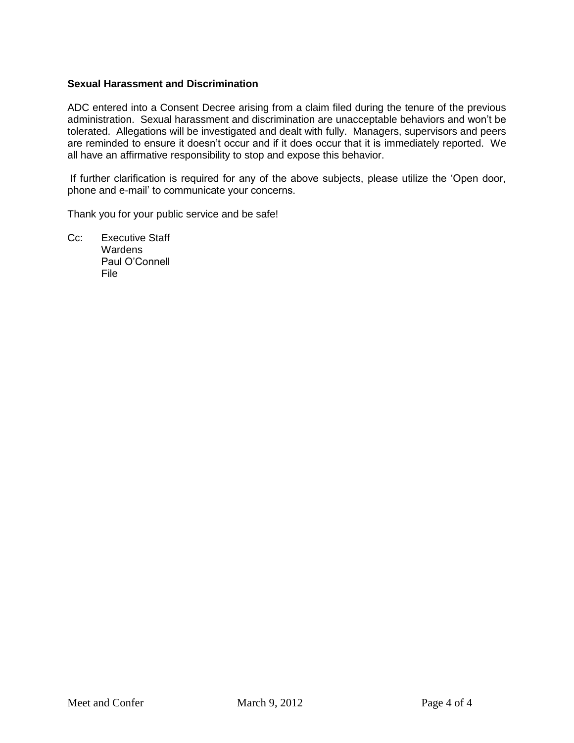**Sexual Harassment and Discrimination**

ADC entered into a Consent Decree arising from a claim filed during the tenure of the previous administration. Sexual harassment and discrimination are unacceptable behaviors and won't be tolerated. Allegations will be investigated and dealt with fully. Managers, supervisors and peers are reminded to ensure it doesn't occur and if it does occur that it is immediately reported. We all have an affirmative responsibility to stop and expose this behavior.

If further clarification is required for any of the above subjects, please utilize the 'Open door, phone and e-mail' to communicate your concerns.

Thank you for your public service and be safe!

Cc: Executive Staff
Wardens
Paul O'Connell
File